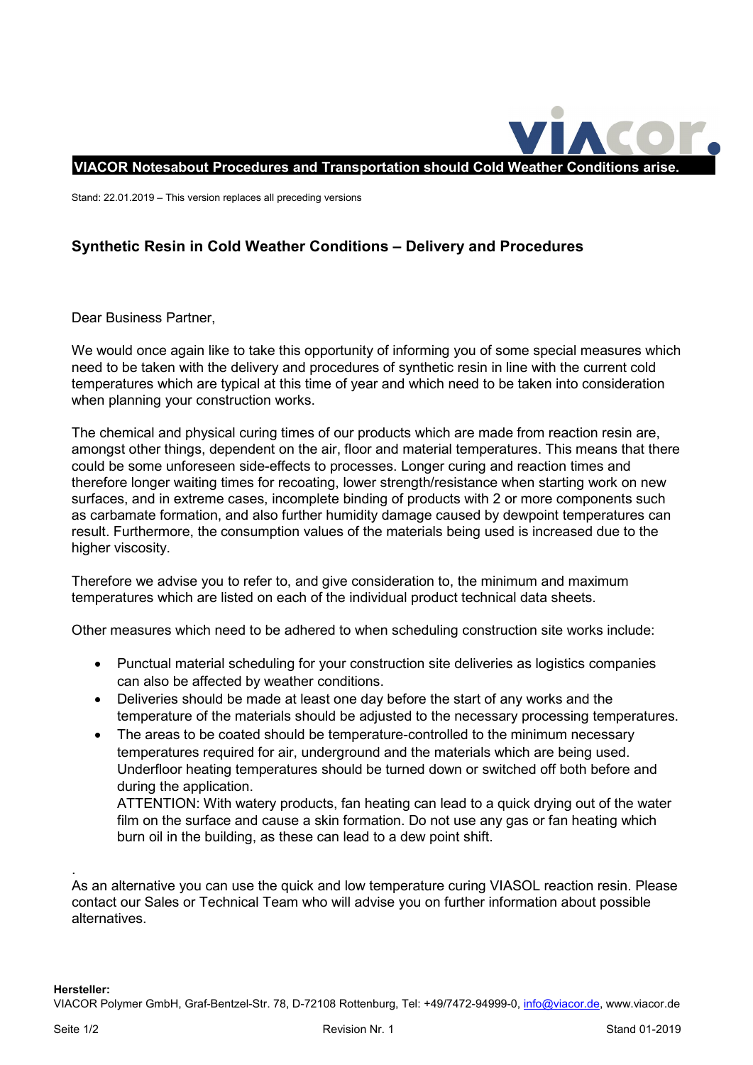**VIACOR Notesabout Procedures and Transportation should Cold Weather Conditions arise.**

Stand: 22.01.2019 – This version replaces all preceding versions

## Synthetic Resin in Cold Weather Conditions – Delivery and Procedures

Dear Business Partner,

We would once again like to take this opportunity of informing you of some special measures which need to be taken with the delivery and procedures of synthetic resin in line with the current cold temperatures which are typical at this time of year and which need to be taken into consideration when planning your construction works.

The chemical and physical curing times of our products which are made from reaction resin are, amongst other things, dependent on the air, floor and material temperatures. This means that there could be some unforeseen side-effects to processes. Longer curing and reaction times and therefore longer waiting times for recoating, lower strength/resistance when starting work on new surfaces, and in extreme cases, incomplete binding of products with 2 or more components such as carbamate formation, and also further humidity damage caused by dewpoint temperatures can result. Furthermore, the consumption values of the materials being used is increased due to the higher viscosity.

Therefore we advise you to refer to, and give consideration to, the minimum and maximum temperatures which are listed on each of the individual product technical data sheets.

Other measures which need to be adhered to when scheduling construction site works include:

- Punctual material scheduling for your construction site deliveries as logistics companies can also be affected by weather conditions.
- Deliveries should be made at least one day before the start of any works and the temperature of the materials should be adjusted to the necessary processing temperatures.
- The areas to be coated should be temperature-controlled to the minimum necessary temperatures required for air, underground and the materials which are being used. Underfloor heating temperatures should be turned down or switched off both before and during the application.  
  ATTENTION: With watery products, fan heating can lead to a quick drying out of the water film on the surface and cause a skin formation. Do not use any gas or fan heating which burn oil in the building, as these can lead to a dew point shift.

.  
As an alternative you can use the quick and low temperature curing VIASOL reaction resin. Please contact our Sales or Technical Team who will advise you on further information about possible alternatives.

**Hersteller:**  
VIACOR Polymer GmbH, Graf-Bentzel-Str. 78, D-72108 Rottenburg, Tel: +49/7472-94999-0, info@viacor.de, www.viacor.de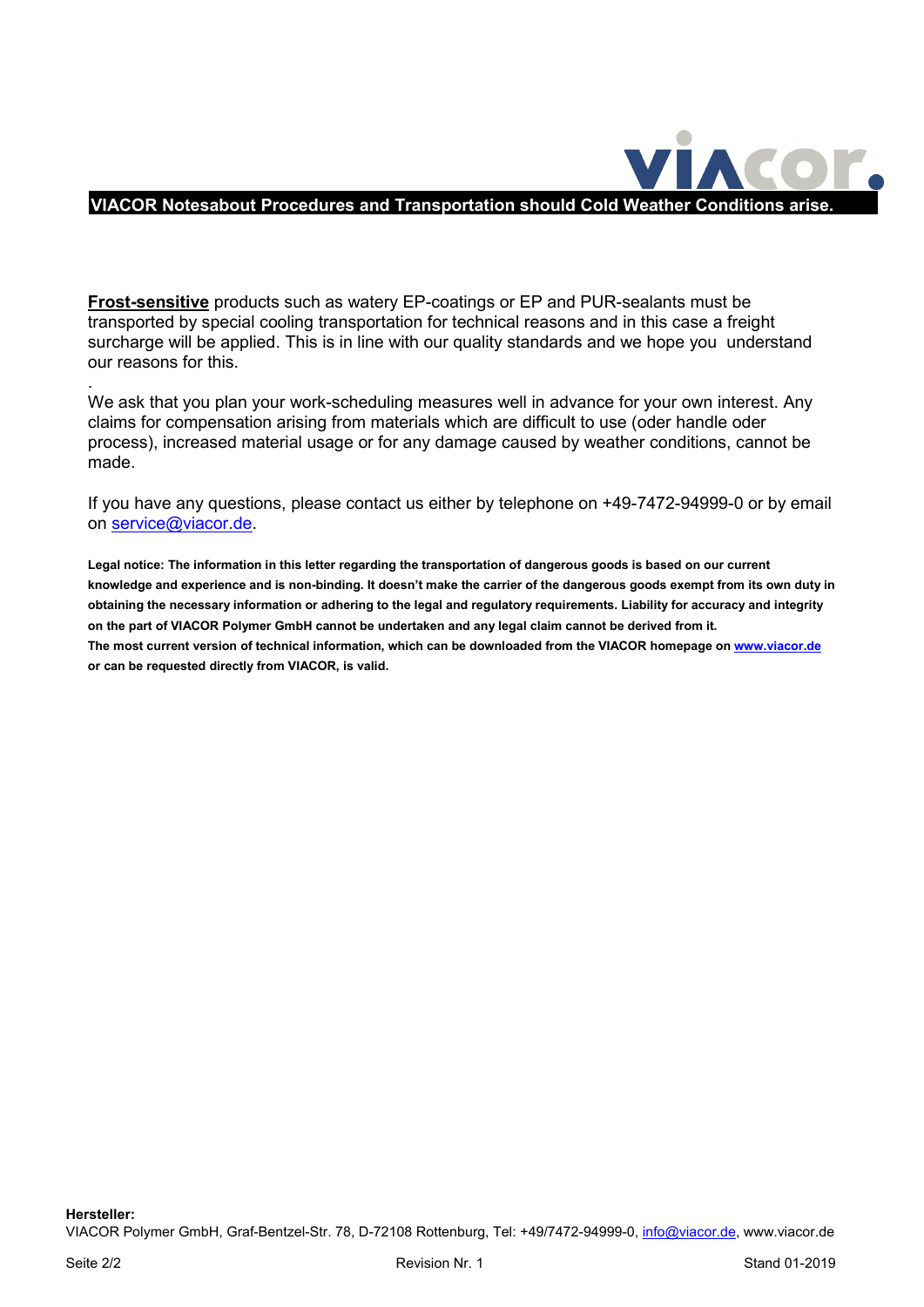**VIACOR Notesabout Procedures and Transportation should Cold Weather Conditions arise.**

**Frost-sensitive** products such as watery EP-coatings or EP and PUR-sealants must be transported by special cooling transportation for technical reasons and in this case a freight surcharge will be applied. This is in line with our quality standards and we hope you understand our reasons for this.

.

We ask that you plan your work-scheduling measures well in advance for your own interest. Any claims for compensation arising from materials which are difficult to use (oder handle oder process), increased material usage or for any damage caused by weather conditions, cannot be made.

If you have any questions, please contact us either by telephone on +49-7472-94999-0 or by email on service@viacor.de.

**Legal notice: The information in this letter regarding the transportation of dangerous goods is based on our current knowledge and experience and is non-binding. It doesn't make the carrier of the dangerous goods exempt from its own duty in obtaining the necessary information or adhering to the legal and regulatory requirements. Liability for accuracy and integrity on the part of VIACOR Polymer GmbH cannot be undertaken and any legal claim cannot be derived from it.**
**The most current version of technical information, which can be downloaded from the VIACOR homepage on www.viacor.de or can be requested directly from VIACOR, is valid.**

**Hersteller:**
VIACOR Polymer GmbH, Graf-Bentzel-Str. 78, D-72108 Rottenburg, Tel: +49/7472-94999-0, info@viacor.de, www.viacor.de

Revision Nr. 1 Stand 01-2019